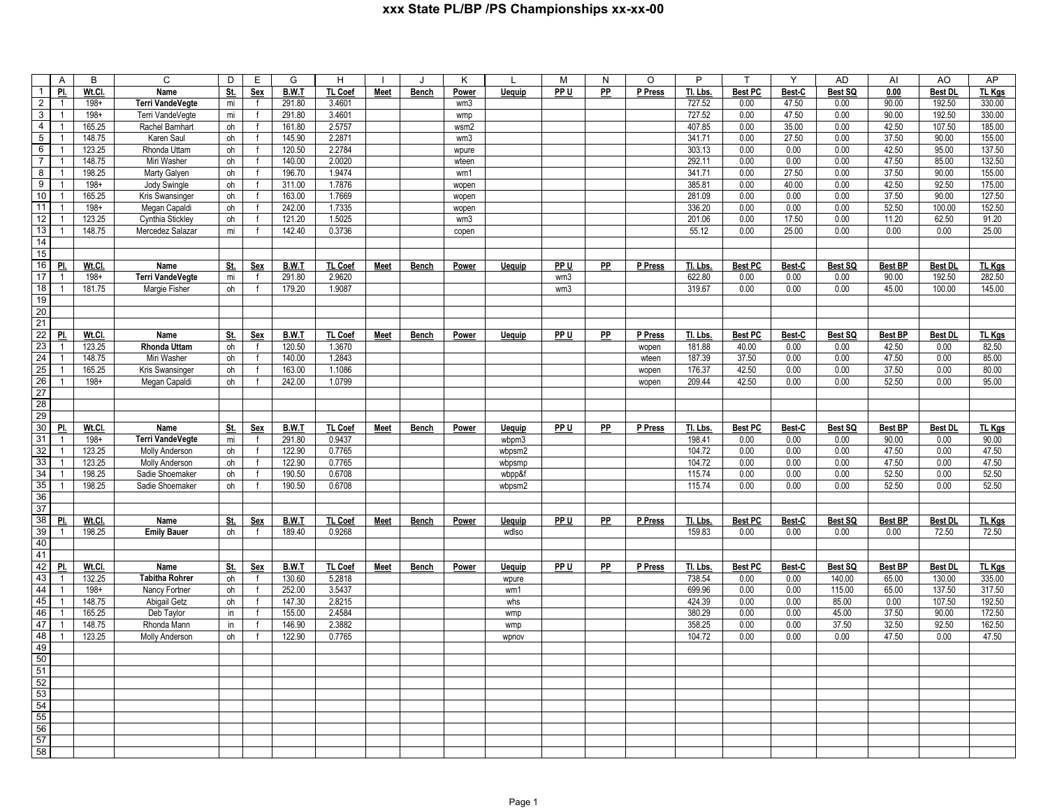# xxx State PL/BP /PS Championships xx-xx-00

| | A | B | C | D | E | G | H | I | J | K | L | M | N | O | P | T | Y | AD | AI | AO | AP |
|---|---|---|---|---|---|---|---|---|---|---|---|---|---|---|---|---|---|---|---|---|---|
| 1 | **Pl.** | **Wt.Cl.** | **Name** | **St.** | **Sex** | **B.W.T** | **TL Coef** | **Meet** | **Bench** | **Power** | **Uequip** | **PP U** | **PP** | **P Press** | **Tl. Lbs.** | **Best PC** | **Best-C** | **Best SQ** | **0.00** | **Best DL** | **TL Kgs** |
| 2 | 1 | 198+ | **Terri VandeVegte** | mi | f | 291.80 | 3.4601 | | | wm3 | | | | | 727.52 | 0.00 | 47.50 | 0.00 | 90.00 | 192.50 | 330.00 |
| 3 | 1 | 198+ | Terri VandeVegte | mi | f | 291.80 | 3.4601 | | | wmp | | | | | 727.52 | 0.00 | 47.50 | 0.00 | 90.00 | 192.50 | 330.00 |
| 4 | 1 | 165.25 | Rachel Barnhart | oh | f | 161.80 | 2.5757 | | | wsm2 | | | | | 407.85 | 0.00 | 35.00 | 0.00 | 42.50 | 107.50 | 185.00 |
| 5 | 1 | 148.75 | Karen Saul | oh | f | 145.90 | 2.2871 | | | wm3 | | | | | 341.71 | 0.00 | 27.50 | 0.00 | 37.50 | 90.00 | 155.00 |
| 6 | 1 | 123.25 | Rhonda Uttam | oh | f | 120.50 | 2.2784 | | | wpure | | | | | 303.13 | 0.00 | 0.00 | 0.00 | 42.50 | 95.00 | 137.50 |
| 7 | 1 | 148.75 | Miri Washer | oh | f | 140.00 | 2.0020 | | | wteen | | | | | 292.11 | 0.00 | 0.00 | 0.00 | 47.50 | 85.00 | 132.50 |
| 8 | 1 | 198.25 | Marty Galyen | oh | f | 196.70 | 1.9474 | | | wm1 | | | | | 341.71 | 0.00 | 27.50 | 0.00 | 37.50 | 90.00 | 155.00 |
| 9 | 1 | 198+ | Jody Swingle | oh | f | 311.00 | 1.7876 | | | wopen | | | | | 385.81 | 0.00 | 40.00 | 0.00 | 42.50 | 92.50 | 175.00 |
| 10 | 1 | 165.25 | Kris Swansinger | oh | f | 163.00 | 1.7669 | | | wopen | | | | | 281.09 | 0.00 | 0.00 | 0.00 | 37.50 | 90.00 | 127.50 |
| 11 | 1 | 198+ | Megan Capaldi | oh | f | 242.00 | 1.7335 | | | wopen | | | | | 336.20 | 0.00 | 0.00 | 0.00 | 52.50 | 100.00 | 152.50 |
| 12 | 1 | 123.25 | Cynthia Stickley | oh | f | 121.20 | 1.5025 | | | wm3 | | | | | 201.06 | 0.00 | 17.50 | 0.00 | 11.20 | 62.50 | 91.20 |
| 13 | 1 | 148.75 | Mercedez Salazar | mi | f | 142.40 | 0.3736 | | | copen | | | | | 55.12 | 0.00 | 25.00 | 0.00 | 0.00 | 0.00 | 25.00 |
| 14 | | | | | | | | | | | | | | | | | | | | | |
| 15 | | | | | | | | | | | | | | | | | | | | | |
| 16 | **Pl.** | **Wt.Cl.** | **Name** | **St.** | **Sex** | **B.W.T** | **TL Coef** | **Meet** | **Bench** | **Power** | **Uequip** | **PP U** | **PP** | **P Press** | **Tl. Lbs.** | **Best PC** | **Best-C** | **Best SQ** | **Best BP** | **Best DL** | **TL Kgs** |
| 17 | 1 | 198+ | **Terri VandeVegte** | mi | f | 291.80 | 2.9620 | | | | | wm3 | | | 622.80 | 0.00 | 0.00 | 0.00 | 90.00 | 192.50 | 282.50 |
| 18 | 1 | 181.75 | Margie Fisher | oh | f | 179.20 | 1.9087 | | | | | wm3 | | | 319.67 | 0.00 | 0.00 | 0.00 | 45.00 | 100.00 | 145.00 |
| 19 | | | | | | | | | | | | | | | | | | | | | |
| 20 | | | | | | | | | | | | | | | | | | | | | |
| 21 | | | | | | | | | | | | | | | | | | | | | |
| 22 | **Pl.** | **Wt.Cl.** | **Name** | **St.** | **Sex** | **B.W.T** | **TL Coef** | **Meet** | **Bench** | **Power** | **Uequip** | **PP U** | **PP** | **P Press** | **Tl. Lbs.** | **Best PC** | **Best-C** | **Best SQ** | **Best BP** | **Best DL** | **TL Kgs** |
| 23 | 1 | 123.25 | **Rhonda Uttam** | oh | f | 120.50 | 1.3670 | | | | | | | wopen | 181.88 | 40.00 | 0.00 | 0.00 | 42.50 | 0.00 | 82.50 |
| 24 | 1 | 148.75 | Miri Washer | oh | f | 140.00 | 1.2843 | | | | | | | wteen | 187.39 | 37.50 | 0.00 | 0.00 | 47.50 | 0.00 | 85.00 |
| 25 | 1 | 165.25 | Kris Swansinger | oh | f | 163.00 | 1.1086 | | | | | | | wopen | 176.37 | 42.50 | 0.00 | 0.00 | 37.50 | 0.00 | 80.00 |
| 26 | 1 | 198+ | Megan Capaldi | oh | f | 242.00 | 1.0799 | | | | | | | wopen | 209.44 | 42.50 | 0.00 | 0.00 | 52.50 | 0.00 | 95.00 |
| 27 | | | | | | | | | | | | | | | | | | | | | |
| 28 | | | | | | | | | | | | | | | | | | | | | |
| 29 | | | | | | | | | | | | | | | | | | | | | |
| 30 | **Pl.** | **Wt.Cl.** | **Name** | **St.** | **Sex** | **B.W.T** | **TL Coef** | **Meet** | **Bench** | **Power** | **Uequip** | **PP U** | **PP** | **P Press** | **Tl. Lbs.** | **Best PC** | **Best-C** | **Best SQ** | **Best BP** | **Best DL** | **TL Kgs** |
| 31 | 1 | 198+ | **Terri VandeVegte** | mi | f | 291.80 | 0.9437 | | | | wbpm3 | | | | 198.41 | 0.00 | 0.00 | 0.00 | 90.00 | 0.00 | 90.00 |
| 32 | 1 | 123.25 | Molly Anderson | oh | f | 122.90 | 0.7765 | | | | wbpsm2 | | | | 104.72 | 0.00 | 0.00 | 0.00 | 47.50 | 0.00 | 47.50 |
| 33 | 1 | 123.25 | Molly Anderson | oh | f | 122.90 | 0.7765 | | | | wbpsmp | | | | 104.72 | 0.00 | 0.00 | 0.00 | 47.50 | 0.00 | 47.50 |
| 34 | 1 | 198.25 | Sadie Shoemaker | oh | f | 190.50 | 0.6708 | | | | wbpp&f | | | | 115.74 | 0.00 | 0.00 | 0.00 | 52.50 | 0.00 | 52.50 |
| 35 | 1 | 198.25 | Sadie Shoemaker | oh | f | 190.50 | 0.6708 | | | | wbpsm2 | | | | 115.74 | 0.00 | 0.00 | 0.00 | 52.50 | 0.00 | 52.50 |
| 36 | | | | | | | | | | | | | | | | | | | | | |
| 37 | | | | | | | | | | | | | | | | | | | | | |
| 38 | **Pl.** | **Wt.Cl.** | **Name** | **St.** | **Sex** | **B.W.T** | **TL Coef** | **Meet** | **Bench** | **Power** | **Uequip** | **PP U** | **PP** | **P Press** | **Tl. Lbs.** | **Best PC** | **Best-C** | **Best SQ** | **Best BP** | **Best DL** | **TL Kgs** |
| 39 | 1 | 198.25 | **Emily Bauer** | oh | f | 189.40 | 0.9268 | | | | wdlso | | | | 159.83 | 0.00 | 0.00 | 0.00 | 0.00 | 72.50 | 72.50 |
| 40 | | | | | | | | | | | | | | | | | | | | | |
| 41 | | | | | | | | | | | | | | | | | | | | | |
| 42 | **Pl.** | **Wt.Cl.** | **Name** | **St.** | **Sex** | **B.W.T** | **TL Coef** | **Meet** | **Bench** | **Power** | **Uequip** | **PP U** | **PP** | **P Press** | **Tl. Lbs.** | **Best PC** | **Best-C** | **Best SQ** | **Best BP** | **Best DL** | **TL Kgs** |
| 43 | 1 | 132.25 | **Tabitha Rohrer** | oh | f | 130.60 | 5.2818 | | | | wpure | | | | 738.54 | 0.00 | 0.00 | 140.00 | 65.00 | 130.00 | 335.00 |
| 44 | 1 | 198+ | Nancy Fortner | oh | f | 252.00 | 3.5437 | | | | wm1 | | | | 699.96 | 0.00 | 0.00 | 115.00 | 65.00 | 137.50 | 317.50 |
| 45 | 1 | 148.75 | Abigail Getz | oh | f | 147.30 | 2.8215 | | | | whs | | | | 424.39 | 0.00 | 0.00 | 85.00 | 0.00 | 107.50 | 192.50 |
| 46 | 1 | 165.25 | Deb Taylor | in | f | 155.00 | 2.4584 | | | | wmp | | | | 380.29 | 0.00 | 0.00 | 45.00 | 37.50 | 90.00 | 172.50 |
| 47 | 1 | 148.75 | Rhonda Mann | in | f | 146.90 | 2.3882 | | | | wmp | | | | 358.25 | 0.00 | 0.00 | 37.50 | 32.50 | 92.50 | 162.50 |
| 48 | 1 | 123.25 | Molly Anderson | oh | f | 122.90 | 0.7765 | | | | wpnov | | | | 104.72 | 0.00 | 0.00 | 0.00 | 47.50 | 0.00 | 47.50 |
| 49 | | | | | | | | | | | | | | | | | | | | | |
| 50 | | | | | | | | | | | | | | | | | | | | | |
| 51 | | | | | | | | | | | | | | | | | | | | | |
| 52 | | | | | | | | | | | | | | | | | | | | | |
| 53 | | | | | | | | | | | | | | | | | | | | | |
| 54 | | | | | | | | | | | | | | | | | | | | | |
| 55 | | | | | | | | | | | | | | | | | | | | | |
| 56 | | | | | | | | | | | | | | | | | | | | | |
| 57 | | | | | | | | | | | | | | | | | | | | | |
| 58 | | | | | | | | | | | | | | | | | | | | | |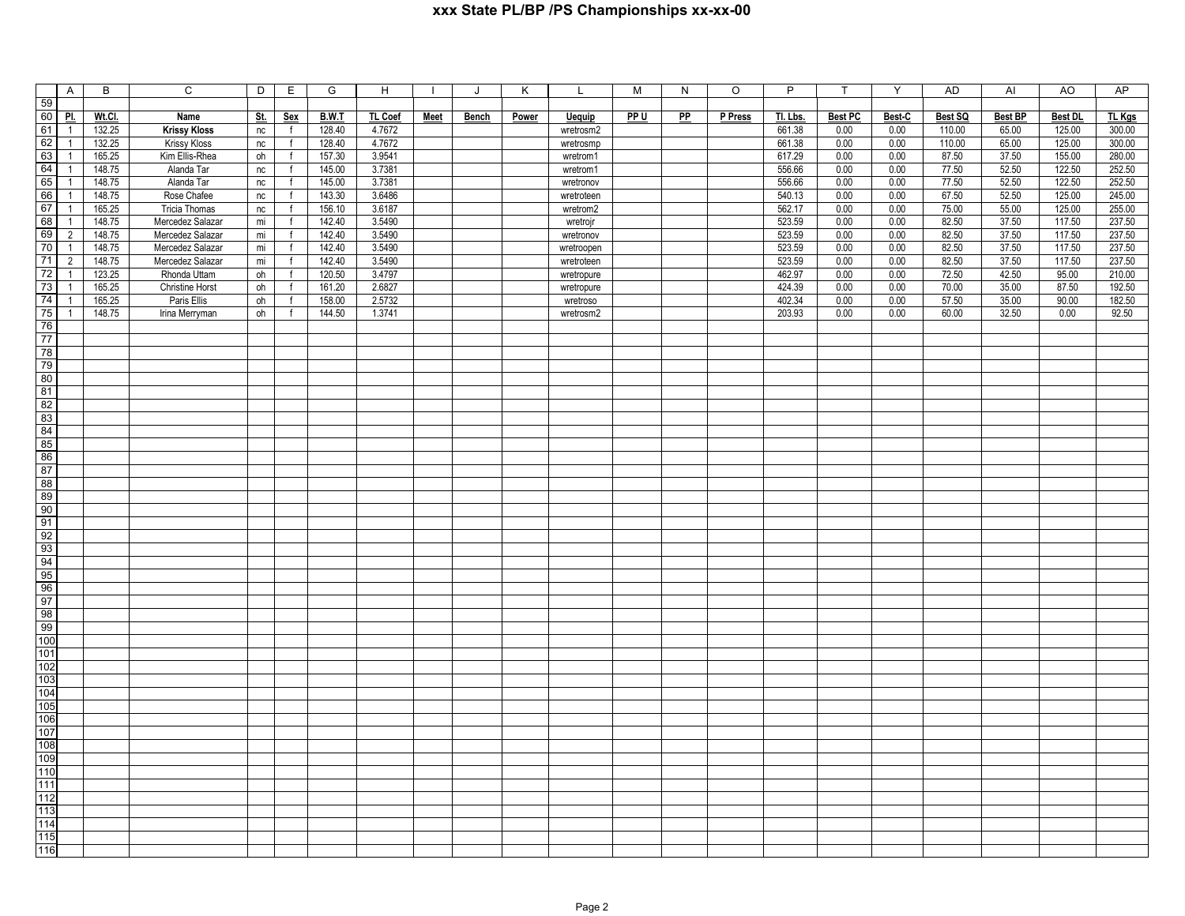# xxx State PL/BP /PS Championships xx-xx-00

| | A | B | C | D | E | G | H | I | J | K | L | M | N | O | P | T | Y | AD | AI | AO | AP |
|---|---|---|---|---|---|---|---|---|---|---|---|---|---|---|---|---|---|---|---|---|---|
| 59 | | | | | | | | | | | | | | | | | | | | | |
| 60 | Pl. | Wt.Cl. | Name | St. | Sex | B.W.T | TL Coef | Meet | Bench | Power | Uequip | PP U | PP | P Press | Tl. Lbs. | Best PC | Best-C | Best SQ | Best BP | Best DL | TL Kgs |
| 61 | 1 | 132.25 | **Krissy Kloss** | nc | f | 128.40 | 4.7672 | | | | wretrosm2 | | | | 661.38 | 0.00 | 0.00 | 110.00 | 65.00 | 125.00 | 300.00 |
| 62 | 1 | 132.25 | Krissy Kloss | nc | f | 128.40 | 4.7672 | | | | wretrosmp | | | | 661.38 | 0.00 | 0.00 | 110.00 | 65.00 | 125.00 | 300.00 |
| 63 | 1 | 165.25 | Kim Ellis-Rhea | oh | f | 157.30 | 3.9541 | | | | wretrom1 | | | | 617.29 | 0.00 | 0.00 | 87.50 | 37.50 | 155.00 | 280.00 |
| 64 | 1 | 148.75 | Alanda Tar | nc | f | 145.00 | 3.7381 | | | | wretrom1 | | | | 556.66 | 0.00 | 0.00 | 77.50 | 52.50 | 122.50 | 252.50 |
| 65 | 1 | 148.75 | Alanda Tar | nc | f | 145.00 | 3.7381 | | | | wretronov | | | | 556.66 | 0.00 | 0.00 | 77.50 | 52.50 | 122.50 | 252.50 |
| 66 | 1 | 148.75 | Rose Chafee | nc | f | 143.30 | 3.6486 | | | | wretroteen | | | | 540.13 | 0.00 | 0.00 | 67.50 | 52.50 | 125.00 | 245.00 |
| 67 | 1 | 165.25 | Tricia Thomas | nc | f | 156.10 | 3.6187 | | | | wretrom2 | | | | 562.17 | 0.00 | 0.00 | 75.00 | 55.00 | 125.00 | 255.00 |
| 68 | 1 | 148.75 | Mercedez Salazar | mi | f | 142.40 | 3.5490 | | | | wretrojr | | | | 523.59 | 0.00 | 0.00 | 82.50 | 37.50 | 117.50 | 237.50 |
| 69 | 2 | 148.75 | Mercedez Salazar | mi | f | 142.40 | 3.5490 | | | | wretronov | | | | 523.59 | 0.00 | 0.00 | 82.50 | 37.50 | 117.50 | 237.50 |
| 70 | 1 | 148.75 | Mercedez Salazar | mi | f | 142.40 | 3.5490 | | | | wretroopen | | | | 523.59 | 0.00 | 0.00 | 82.50 | 37.50 | 117.50 | 237.50 |
| 71 | 2 | 148.75 | Mercedez Salazar | mi | f | 142.40 | 3.5490 | | | | wretroteen | | | | 523.59 | 0.00 | 0.00 | 82.50 | 37.50 | 117.50 | 237.50 |
| 72 | 1 | 123.25 | Rhonda Uttam | oh | f | 120.50 | 3.4797 | | | | wretropure | | | | 462.97 | 0.00 | 0.00 | 72.50 | 42.50 | 95.00 | 210.00 |
| 73 | 1 | 165.25 | Christine Horst | oh | f | 161.20 | 2.6827 | | | | wretropure | | | | 424.39 | 0.00 | 0.00 | 70.00 | 35.00 | 87.50 | 192.50 |
| 74 | 1 | 165.25 | Paris Ellis | oh | f | 158.00 | 2.5732 | | | | wretroso | | | | 402.34 | 0.00 | 0.00 | 57.50 | 35.00 | 90.00 | 182.50 |
| 75 | 1 | 148.75 | Irina Merryman | oh | f | 144.50 | 1.3741 | | | | wretrosm2 | | | | 203.93 | 0.00 | 0.00 | 60.00 | 32.50 | 0.00 | 92.50 |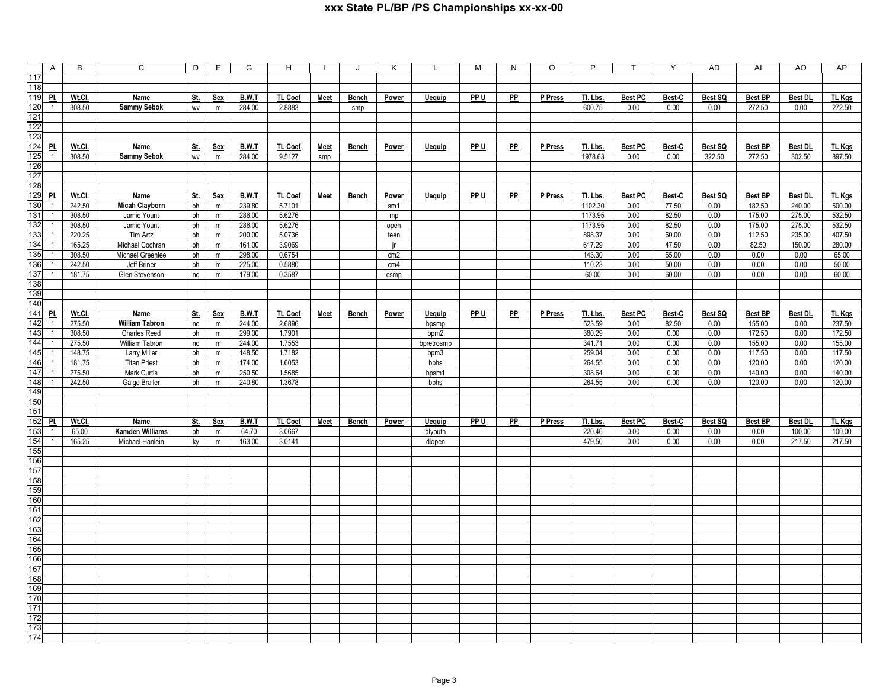# xxx State PL/BP /PS Championships xx-xx-00

| | A | B | C | D | E | G | H | I | J | K | L | M | N | O | P | T | Y | AD | AI | AO | AP |
|---|---|---|---|---|---|---|---|---|---|---|---|---|---|---|---|---|---|---|---|---|---|
| 117 | | | | | | | | | | | | | | | | | | | | | |
| 118 | | | | | | | | | | | | | | | | | | | | | |
| 119 | Pl. | Wt.Cl. | Name | St. | Sex | B.W.T | TL Coef | Meet | Bench | Power | Uequip | PP U | PP | P Press | Tl. Lbs. | Best PC | Best-C | Best SQ | Best BP | Best DL | TL Kgs |
| 120 | 1 | 308.50 | **Sammy Sebok** | wv | m | 284.00 | 2.8883 | | smp | | | | | | 600.75 | 0.00 | 0.00 | 0.00 | 272.50 | 0.00 | 272.50 |
| 121 | | | | | | | | | | | | | | | | | | | | | |
| 122 | | | | | | | | | | | | | | | | | | | | | |
| 123 | | | | | | | | | | | | | | | | | | | | | |
| 124 | Pl. | Wt.Cl. | Name | St. | Sex | B.W.T | TL Coef | Meet | Bench | Power | Uequip | PP U | PP | P Press | Tl. Lbs. | Best PC | Best-C | Best SQ | Best BP | Best DL | TL Kgs |
| 125 | 1 | 308.50 | **Sammy Sebok** | wv | m | 284.00 | 9.5127 | smp | | | | | | | 1978.63 | 0.00 | 0.00 | 322.50 | 272.50 | 302.50 | 897.50 |
| 126 | | | | | | | | | | | | | | | | | | | | | |
| 127 | | | | | | | | | | | | | | | | | | | | | |
| 128 | | | | | | | | | | | | | | | | | | | | | |
| 129 | Pl. | Wt.Cl. | Name | St. | Sex | B.W.T | TL Coef | Meet | Bench | Power | Uequip | PP U | PP | P Press | Tl. Lbs. | Best PC | Best-C | Best SQ | Best BP | Best DL | TL Kgs |
| 130 | 1 | 242.50 | **Micah Clayborn** | oh | m | 239.80 | 5.7101 | | | sm1 | | | | | 1102.30 | 0.00 | 77.50 | 0.00 | 182.50 | 240.00 | 500.00 |
| 131 | 1 | 308.50 | Jamie Yount | oh | m | 286.00 | 5.6276 | | | mp | | | | | 1173.95 | 0.00 | 82.50 | 0.00 | 175.00 | 275.00 | 532.50 |
| 132 | 1 | 308.50 | Jamie Yount | oh | m | 286.00 | 5.6276 | | | open | | | | | 1173.95 | 0.00 | 82.50 | 0.00 | 175.00 | 275.00 | 532.50 |
| 133 | 1 | 220.25 | Tim Artz | oh | m | 200.00 | 5.0736 | | | teen | | | | | 898.37 | 0.00 | 60.00 | 0.00 | 112.50 | 235.00 | 407.50 |
| 134 | 1 | 165.25 | Michael Cochran | oh | m | 161.00 | 3.9069 | | | jr | | | | | 617.29 | 0.00 | 47.50 | 0.00 | 82.50 | 150.00 | 280.00 |
| 135 | 1 | 308.50 | Michael Greenlee | oh | m | 298.00 | 0.6754 | | | cm2 | | | | | 143.30 | 0.00 | 65.00 | 0.00 | 0.00 | 0.00 | 65.00 |
| 136 | 1 | 242.50 | Jeff Briner | oh | m | 225.00 | 0.5880 | | | cm4 | | | | | 110.23 | 0.00 | 50.00 | 0.00 | 0.00 | 0.00 | 50.00 |
| 137 | 1 | 181.75 | Glen Stevenson | nc | m | 179.00 | 0.3587 | | | csmp | | | | | 60.00 | 0.00 | 60.00 | 0.00 | 0.00 | 0.00 | 60.00 |
| 138 | | | | | | | | | | | | | | | | | | | | | |
| 139 | | | | | | | | | | | | | | | | | | | | | |
| 140 | | | | | | | | | | | | | | | | | | | | | |
| 141 | Pl. | Wt.Cl. | Name | St. | Sex | B.W.T | TL Coef | Meet | Bench | Power | Uequip | PP U | PP | P Press | Tl. Lbs. | Best PC | Best-C | Best SQ | Best BP | Best DL | TL Kgs |
| 142 | 1 | 275.50 | **William Tabron** | nc | m | 244.00 | 2.6896 | | | | bpsmp | | | | 523.59 | 0.00 | 82.50 | 0.00 | 155.00 | 0.00 | 237.50 |
| 143 | 1 | 308.50 | Charles Reed | oh | m | 299.00 | 1.7901 | | | | bpm2 | | | | 380.29 | 0.00 | 0.00 | 0.00 | 172.50 | 0.00 | 172.50 |
| 144 | 1 | 275.50 | William Tabron | nc | m | 244.00 | 1.7553 | | | | bpretrosmp | | | | 341.71 | 0.00 | 0.00 | 0.00 | 155.00 | 0.00 | 155.00 |
| 145 | 1 | 148.75 | Larry Miller | oh | m | 148.50 | 1.7182 | | | | bpm3 | | | | 259.04 | 0.00 | 0.00 | 0.00 | 117.50 | 0.00 | 117.50 |
| 146 | 1 | 181.75 | Titan Priest | oh | m | 174.00 | 1.6053 | | | | bphs | | | | 264.55 | 0.00 | 0.00 | 0.00 | 120.00 | 0.00 | 120.00 |
| 147 | 1 | 275.50 | Mark Curtis | oh | m | 250.50 | 1.5685 | | | | bpsm1 | | | | 308.64 | 0.00 | 0.00 | 0.00 | 140.00 | 0.00 | 140.00 |
| 148 | 1 | 242.50 | Gaige Brailer | oh | m | 240.80 | 1.3678 | | | | bphs | | | | 264.55 | 0.00 | 0.00 | 0.00 | 120.00 | 0.00 | 120.00 |
| 149 | | | | | | | | | | | | | | | | | | | | | |
| 150 | | | | | | | | | | | | | | | | | | | | | |
| 151 | | | | | | | | | | | | | | | | | | | | | |
| 152 | Pl. | Wt.Cl. | Name | St. | Sex | B.W.T | TL Coef | Meet | Bench | Power | Uequip | PP U | PP | P Press | Tl. Lbs. | Best PC | Best-C | Best SQ | Best BP | Best DL | TL Kgs |
| 153 | 1 | 65.00 | **Kamden Williams** | oh | m | 64.70 | 3.0667 | | | | dlyouth | | | | 220.46 | 0.00 | 0.00 | 0.00 | 0.00 | 100.00 | 100.00 |
| 154 | 1 | 165.25 | Michael Hanlein | ky | m | 163.00 | 3.0141 | | | | dlopen | | | | 479.50 | 0.00 | 0.00 | 0.00 | 0.00 | 217.50 | 217.50 |
| 155 | | | | | | | | | | | | | | | | | | | | | |
| 156 | | | | | | | | | | | | | | | | | | | | | |
| 157 | | | | | | | | | | | | | | | | | | | | | |
| 158 | | | | | | | | | | | | | | | | | | | | | |
| 159 | | | | | | | | | | | | | | | | | | | | | |
| 160 | | | | | | | | | | | | | | | | | | | | | |
| 161 | | | | | | | | | | | | | | | | | | | | | |
| 162 | | | | | | | | | | | | | | | | | | | | | |
| 163 | | | | | | | | | | | | | | | | | | | | | |
| 164 | | | | | | | | | | | | | | | | | | | | | |
| 165 | | | | | | | | | | | | | | | | | | | | | |
| 166 | | | | | | | | | | | | | | | | | | | | | |
| 167 | | | | | | | | | | | | | | | | | | | | | |
| 168 | | | | | | | | | | | | | | | | | | | | | |
| 169 | | | | | | | | | | | | | | | | | | | | | |
| 170 | | | | | | | | | | | | | | | | | | | | | |
| 171 | | | | | | | | | | | | | | | | | | | | | |
| 172 | | | | | | | | | | | | | | | | | | | | | |
| 173 | | | | | | | | | | | | | | | | | | | | | |
| 174 | | | | | | | | | | | | | | | | | | | | | |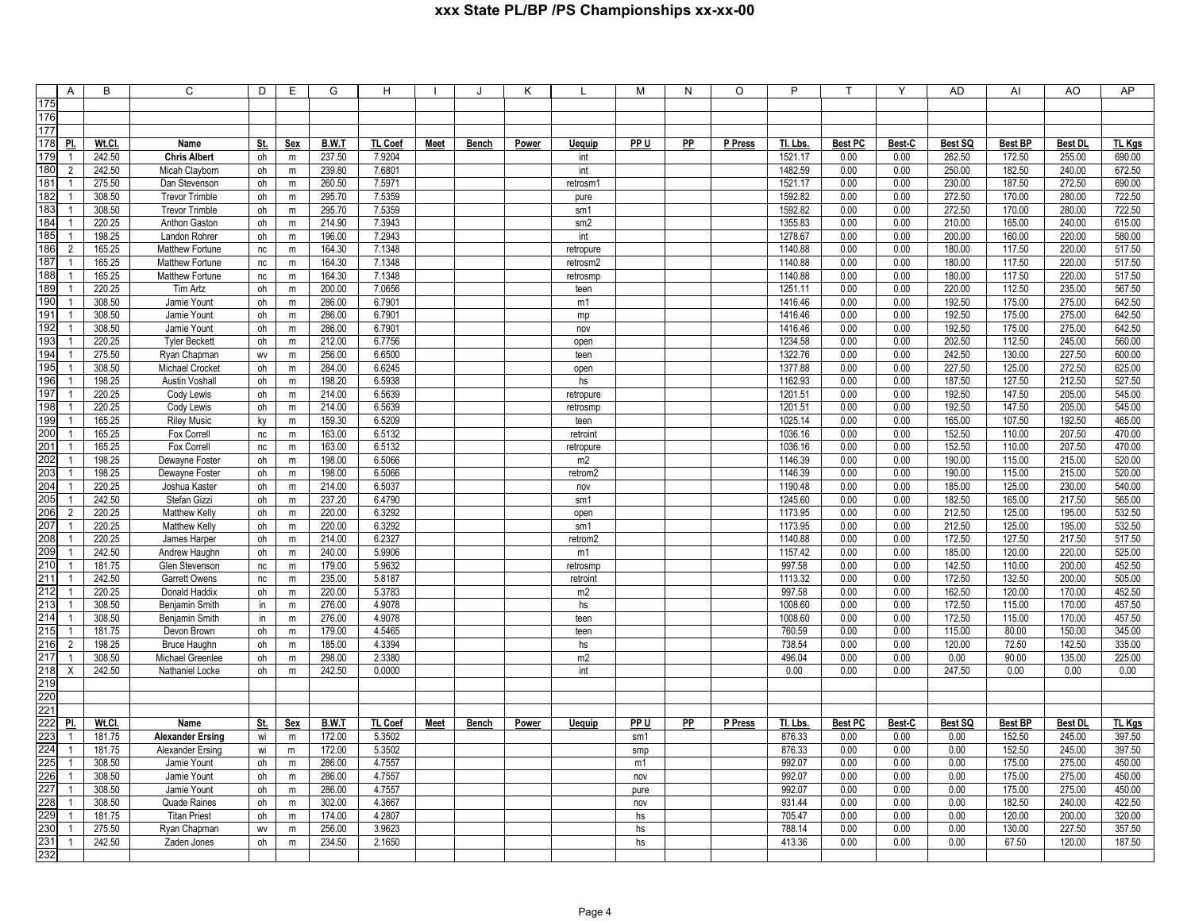# xxx State PL/BP /PS Championships xx-xx-00

| | A | B | C | D | E | G | H | I | J | K | L | M | N | O | P | T | Y | AD | AI | AO | AP |
|---|---|---|---|---|---|---|---|---|---|---|---|---|---|---|---|---|---|---|---|---|---|
| 175 | | | | | | | | | | | | | | | | | | | | | |
| 176 | | | | | | | | | | | | | | | | | | | | | |
| 177 | | | | | | | | | | | | | | | | | | | | | |
| 178 | Pl. | Wt.Cl. | Name | St. | Sex | B.W.T | TL Coef | Meet | Bench | Power | Uequip | PP U | PP | P Press | Tl. Lbs. | Best PC | Best-C | Best SQ | Best BP | Best DL | TL Kgs |
| 179 | 1 | 242.50 | **Chris Albert** | oh | m | 237.50 | 7.9204 | | | | int | | | | 1521.17 | 0.00 | 0.00 | 262.50 | 172.50 | 255.00 | 690.00 |
| 180 | 2 | 242.50 | Micah Clayborn | oh | m | 239.80 | 7.6801 | | | | int | | | | 1482.59 | 0.00 | 0.00 | 250.00 | 182.50 | 240.00 | 672.50 |
| 181 | 1 | 275.50 | Dan Stevenson | oh | m | 260.50 | 7.5971 | | | | retrosm1 | | | | 1521.17 | 0.00 | 0.00 | 230.00 | 187.50 | 272.50 | 690.00 |
| 182 | 1 | 308.50 | Trevor Trimble | oh | m | 295.70 | 7.5359 | | | | pure | | | | 1592.82 | 0.00 | 0.00 | 272.50 | 170.00 | 280.00 | 722.50 |
| 183 | 1 | 308.50 | Trevor Trimble | oh | m | 295.70 | 7.5359 | | | | sm1 | | | | 1592.82 | 0.00 | 0.00 | 272.50 | 170.00 | 280.00 | 722.50 |
| 184 | 1 | 220.25 | Anthon Gaston | oh | m | 214.90 | 7.3943 | | | | sm2 | | | | 1355.83 | 0.00 | 0.00 | 210.00 | 165.00 | 240.00 | 615.00 |
| 185 | 1 | 198.25 | Landon Rohrer | oh | m | 196.00 | 7.2943 | | | | int | | | | 1278.67 | 0.00 | 0.00 | 200.00 | 160.00 | 220.00 | 580.00 |
| 186 | 2 | 165.25 | Matthew Fortune | nc | m | 164.30 | 7.1348 | | | | retropure | | | | 1140.88 | 0.00 | 0.00 | 180.00 | 117.50 | 220.00 | 517.50 |
| 187 | 1 | 165.25 | Matthew Fortune | nc | m | 164.30 | 7.1348 | | | | retrosm2 | | | | 1140.88 | 0.00 | 0.00 | 180.00 | 117.50 | 220.00 | 517.50 |
| 188 | 1 | 165.25 | Matthew Fortune | nc | m | 164.30 | 7.1348 | | | | retrosmp | | | | 1140.88 | 0.00 | 0.00 | 180.00 | 117.50 | 220.00 | 517.50 |
| 189 | 1 | 220.25 | Tim Artz | oh | m | 200.00 | 7.0656 | | | | teen | | | | 1251.11 | 0.00 | 0.00 | 220.00 | 112.50 | 235.00 | 567.50 |
| 190 | 1 | 308.50 | Jamie Yount | oh | m | 286.00 | 6.7901 | | | | m1 | | | | 1416.46 | 0.00 | 0.00 | 192.50 | 175.00 | 275.00 | 642.50 |
| 191 | 1 | 308.50 | Jamie Yount | oh | m | 286.00 | 6.7901 | | | | mp | | | | 1416.46 | 0.00 | 0.00 | 192.50 | 175.00 | 275.00 | 642.50 |
| 192 | 1 | 308.50 | Jamie Yount | oh | m | 286.00 | 6.7901 | | | | nov | | | | 1416.46 | 0.00 | 0.00 | 192.50 | 175.00 | 275.00 | 642.50 |
| 193 | 1 | 220.25 | Tyler Beckett | oh | m | 212.00 | 6.7756 | | | | open | | | | 1234.58 | 0.00 | 0.00 | 202.50 | 112.50 | 245.00 | 560.00 |
| 194 | 1 | 275.50 | Ryan Chapman | wv | m | 256.00 | 6.6500 | | | | teen | | | | 1322.76 | 0.00 | 0.00 | 242.50 | 130.00 | 227.50 | 600.00 |
| 195 | 1 | 308.50 | Michael Crocket | oh | m | 284.00 | 6.6245 | | | | open | | | | 1377.88 | 0.00 | 0.00 | 227.50 | 125.00 | 272.50 | 625.00 |
| 196 | 1 | 198.25 | Austin Voshall | oh | m | 198.20 | 6.5938 | | | | hs | | | | 1162.93 | 0.00 | 0.00 | 187.50 | 127.50 | 212.50 | 527.50 |
| 197 | 1 | 220.25 | Cody Lewis | oh | m | 214.00 | 6.5639 | | | | retropure | | | | 1201.51 | 0.00 | 0.00 | 192.50 | 147.50 | 205.00 | 545.00 |
| 198 | 1 | 220.25 | Cody Lewis | oh | m | 214.00 | 6.5639 | | | | retrosmp | | | | 1201.51 | 0.00 | 0.00 | 192.50 | 147.50 | 205.00 | 545.00 |
| 199 | 1 | 165.25 | Riley Music | ky | m | 159.30 | 6.5209 | | | | teen | | | | 1025.14 | 0.00 | 0.00 | 165.00 | 107.50 | 192.50 | 465.00 |
| 200 | 1 | 165.25 | Fox Correll | nc | m | 163.00 | 6.5132 | | | | retroint | | | | 1036.16 | 0.00 | 0.00 | 152.50 | 110.00 | 207.50 | 470.00 |
| 201 | 1 | 165.25 | Fox Correll | nc | m | 163.00 | 6.5132 | | | | retropure | | | | 1036.16 | 0.00 | 0.00 | 152.50 | 110.00 | 207.50 | 470.00 |
| 202 | 1 | 198.25 | Dewayne Foster | oh | m | 198.00 | 6.5066 | | | | m2 | | | | 1146.39 | 0.00 | 0.00 | 190.00 | 115.00 | 215.00 | 520.00 |
| 203 | 1 | 198.25 | Dewayne Foster | oh | m | 198.00 | 6.5066 | | | | retrom2 | | | | 1146.39 | 0.00 | 0.00 | 190.00 | 115.00 | 215.00 | 520.00 |
| 204 | 1 | 220.25 | Joshua Kaster | oh | m | 214.00 | 6.5037 | | | | nov | | | | 1190.48 | 0.00 | 0.00 | 185.00 | 125.00 | 230.00 | 540.00 |
| 205 | 1 | 242.50 | Stefan Gizzi | oh | m | 237.20 | 6.4790 | | | | sm1 | | | | 1245.60 | 0.00 | 0.00 | 182.50 | 165.00 | 217.50 | 565.00 |
| 206 | 2 | 220.25 | Matthew Kelly | oh | m | 220.00 | 6.3292 | | | | open | | | | 1173.95 | 0.00 | 0.00 | 212.50 | 125.00 | 195.00 | 532.50 |
| 207 | 1 | 220.25 | Matthew Kelly | oh | m | 220.00 | 6.3292 | | | | sm1 | | | | 1173.95 | 0.00 | 0.00 | 212.50 | 125.00 | 195.00 | 532.50 |
| 208 | 1 | 220.25 | James Harper | oh | m | 214.00 | 6.2327 | | | | retrom2 | | | | 1140.88 | 0.00 | 0.00 | 172.50 | 127.50 | 217.50 | 517.50 |
| 209 | 1 | 242.50 | Andrew Haughn | oh | m | 240.00 | 5.9906 | | | | m1 | | | | 1157.42 | 0.00 | 0.00 | 185.00 | 120.00 | 220.00 | 525.00 |
| 210 | 1 | 181.75 | Glen Stevenson | nc | m | 179.00 | 5.9632 | | | | retrosmp | | | | 997.58 | 0.00 | 0.00 | 142.50 | 110.00 | 200.00 | 452.50 |
| 211 | 1 | 242.50 | Garrett Owens | nc | m | 235.00 | 5.8187 | | | | retroint | | | | 1113.32 | 0.00 | 0.00 | 172.50 | 132.50 | 200.00 | 505.00 |
| 212 | 1 | 220.25 | Donald Haddix | oh | m | 220.00 | 5.3783 | | | | m2 | | | | 997.58 | 0.00 | 0.00 | 162.50 | 120.00 | 170.00 | 452.50 |
| 213 | 1 | 308.50 | Benjamin Smith | in | m | 276.00 | 4.9078 | | | | hs | | | | 1008.60 | 0.00 | 0.00 | 172.50 | 115.00 | 170.00 | 457.50 |
| 214 | 1 | 308.50 | Benjamin Smith | in | m | 276.00 | 4.9078 | | | | teen | | | | 1008.60 | 0.00 | 0.00 | 172.50 | 115.00 | 170.00 | 457.50 |
| 215 | 1 | 181.75 | Devon Brown | oh | m | 179.00 | 4.5465 | | | | teen | | | | 760.59 | 0.00 | 0.00 | 115.00 | 80.00 | 150.00 | 345.00 |
| 216 | 2 | 198.25 | Bruce Haughn | oh | m | 185.00 | 4.3394 | | | | hs | | | | 738.54 | 0.00 | 0.00 | 120.00 | 72.50 | 142.50 | 335.00 |
| 217 | 1 | 308.50 | Michael Greenlee | oh | m | 298.00 | 2.3380 | | | | m2 | | | | 496.04 | 0.00 | 0.00 | 0.00 | 90.00 | 135.00 | 225.00 |
| 218 | X | 242.50 | Nathaniel Locke | oh | m | 242.50 | 0.0000 | | | | int | | | | 0.00 | 0.00 | 0.00 | 247.50 | 0.00 | 0.00 | 0.00 |
| 219 | | | | | | | | | | | | | | | | | | | | | |
| 220 | | | | | | | | | | | | | | | | | | | | | |
| 221 | | | | | | | | | | | | | | | | | | | | | |
| 222 | Pl. | Wt.Cl. | Name | St. | Sex | B.W.T | TL Coef | Meet | Bench | Power | Uequip | PP U | PP | P Press | Tl. Lbs. | Best PC | Best-C | Best SQ | Best BP | Best DL | TL Kgs |
| 223 | 1 | 181.75 | **Alexander Ersing** | wi | m | 172.00 | 5.3502 | | | | | sm1 | | | 876.33 | 0.00 | 0.00 | 0.00 | 152.50 | 245.00 | 397.50 |
| 224 | 1 | 181.75 | Alexander Ersing | wi | m | 172.00 | 5.3502 | | | | | smp | | | 876.33 | 0.00 | 0.00 | 0.00 | 152.50 | 245.00 | 397.50 |
| 225 | 1 | 308.50 | Jamie Yount | oh | m | 286.00 | 4.7557 | | | | | m1 | | | 992.07 | 0.00 | 0.00 | 0.00 | 175.00 | 275.00 | 450.00 |
| 226 | 1 | 308.50 | Jamie Yount | oh | m | 286.00 | 4.7557 | | | | | nov | | | 992.07 | 0.00 | 0.00 | 0.00 | 175.00 | 275.00 | 450.00 |
| 227 | 1 | 308.50 | Jamie Yount | oh | m | 286.00 | 4.7557 | | | | | pure | | | 992.07 | 0.00 | 0.00 | 0.00 | 175.00 | 275.00 | 450.00 |
| 228 | 1 | 308.50 | Quade Raines | oh | m | 302.00 | 4.3667 | | | | | nov | | | 931.44 | 0.00 | 0.00 | 0.00 | 182.50 | 240.00 | 422.50 |
| 229 | 1 | 181.75 | Titan Priest | oh | m | 174.00 | 4.2807 | | | | | hs | | | 705.47 | 0.00 | 0.00 | 0.00 | 120.00 | 200.00 | 320.00 |
| 230 | 1 | 275.50 | Ryan Chapman | wv | m | 256.00 | 3.9623 | | | | | hs | | | 788.14 | 0.00 | 0.00 | 0.00 | 130.00 | 227.50 | 357.50 |
| 231 | 1 | 242.50 | Zaden Jones | oh | m | 234.50 | 2.1650 | | | | | hs | | | 413.36 | 0.00 | 0.00 | 0.00 | 67.50 | 120.00 | 187.50 |
| 232 | | | | | | | | | | | | | | | | | | | | | |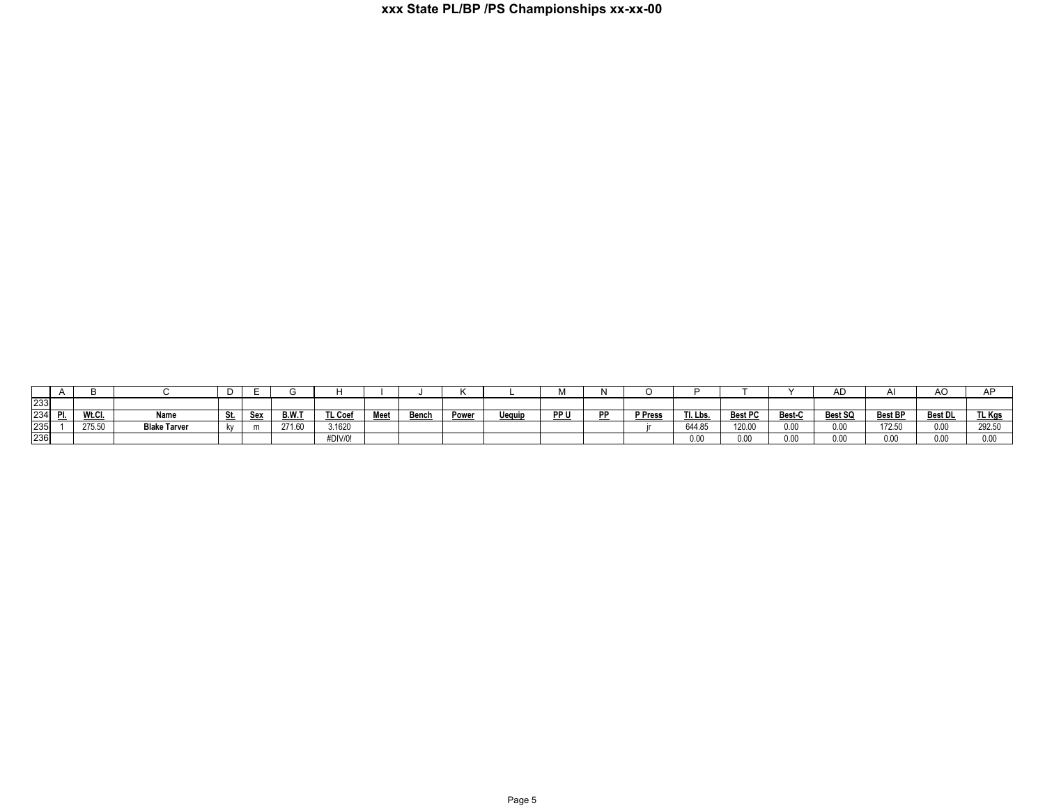| | A | B | C | D | E | G | H | I | J | K | L | M | N | O | P | T | Y | AD | AI | AO | AP |
|---|---|---|---|---|---|---|---|---|---|---|---|---|---|---|---|---|---|---|---|---|---|
| 233 | | | | | | | | | | | | | | | | | | | | | |
| 234 | Pl. | Wt.Cl. | Name | St. | Sex | B.W.T | TL Coef | Meet | Bench | Power | Uequip | PP U | PP | P Press | Tl. Lbs. | Best PC | Best-C | Best SQ | Best BP | Best DL | TL Kgs |
| 235 | 1 | 275.50 | **Blake Tarver** | ky | m | 271.60 | 3.1620 | | | | | | | jr | 644.85 | 120.00 | 0.00 | 0.00 | 172.50 | 0.00 | 292.50 |
| 236 | | | | | | | #DIV/0! | | | | | | | | 0.00 | 0.00 | 0.00 | 0.00 | 0.00 | 0.00 | 0.00 |